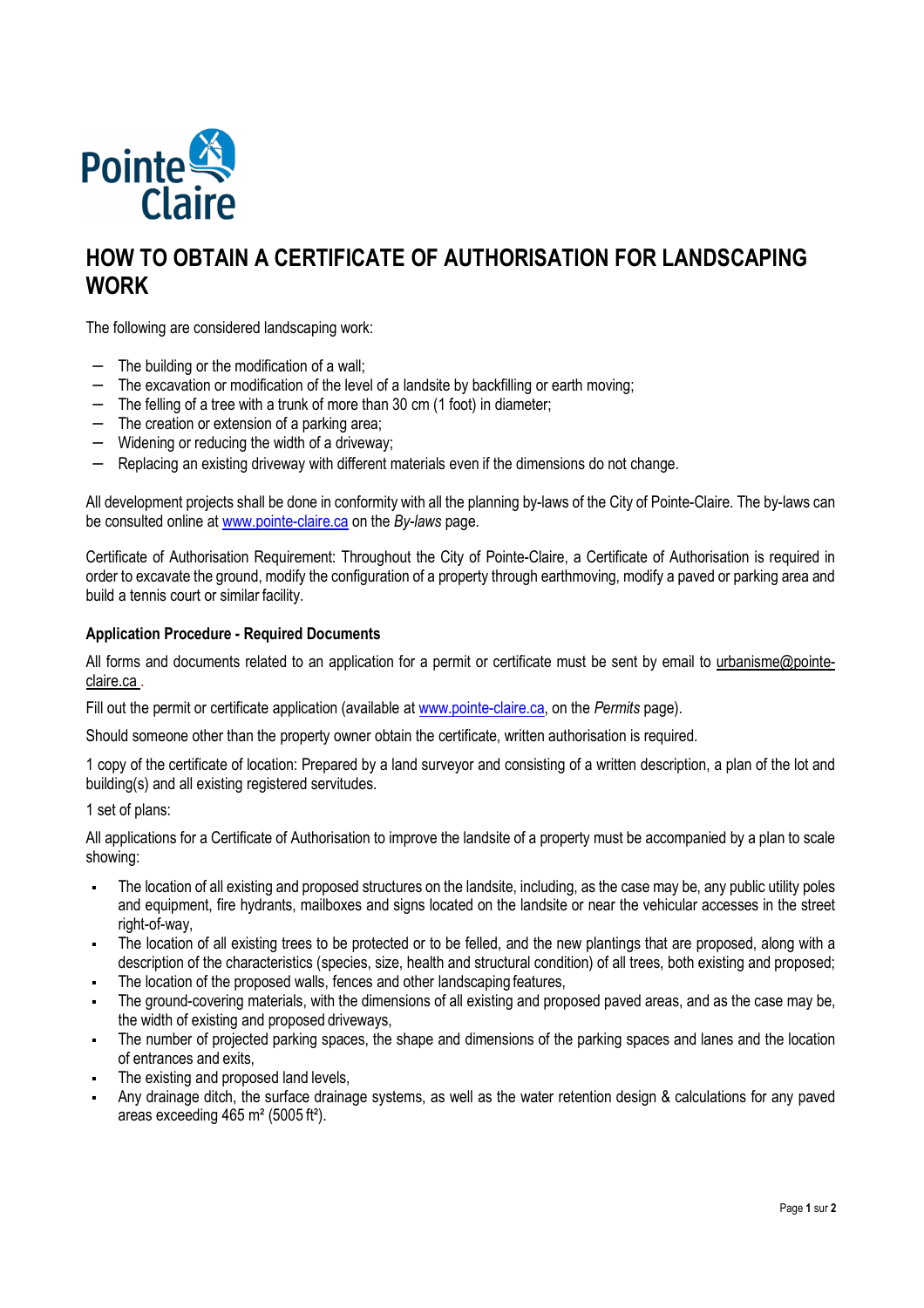# HOW TO OBTAIN A CERTIFICATE OF AUTHORISATION FOR LANDSCAPING WORK

The following are considered landscaping work:

- The building or the modification of a wall;
- The excavation or modification of the level of a landsite by backfilling or earth moving;
- The felling of a tree with a trunk of more than 30 cm (1 foot) in diameter;
- The creation or extension of a parking area;
- Widening or reducing the width of a driveway;
- Replacing an existing driveway with different materials even if the dimensions do not change.

All development projects shall be done in conformity with all the planning by-laws of the City of Pointe-Claire. The by-laws can be consulted online at www.pointe-claire.ca on the *By-laws* page.

Certificate of Authorisation Requirement: Throughout the City of Pointe-Claire, a Certificate of Authorisation is required in order to excavate the ground, modify the configuration of a property through earthmoving, modify a paved or parking area and build a tennis court or similar facility.

**Application Procedure - Required Documents**

All forms and documents related to an application for a permit or certificate must be sent by email to urbanisme@pointe-claire.ca .

Fill out the permit or certificate application (available at www.pointe-claire.ca, on the *Permits* page).

Should someone other than the property owner obtain the certificate, written authorisation is required.

1 copy of the certificate of location: Prepared by a land surveyor and consisting of a written description, a plan of the lot and building(s) and all existing registered servitudes.

1 set of plans:

All applications for a Certificate of Authorisation to improve the landsite of a property must be accompanied by a plan to scale showing:

- The location of all existing and proposed structures on the landsite, including, as the case may be, any public utility poles and equipment, fire hydrants, mailboxes and signs located on the landsite or near the vehicular accesses in the street right-of-way,
- The location of all existing trees to be protected or to be felled, and the new plantings that are proposed, along with a description of the characteristics (species, size, health and structural condition) of all trees, both existing and proposed;
- The location of the proposed walls, fences and other landscaping features,
- The ground-covering materials, with the dimensions of all existing and proposed paved areas, and as the case may be, the width of existing and proposed driveways,
- The number of projected parking spaces, the shape and dimensions of the parking spaces and lanes and the location of entrances and exits,
- The existing and proposed land levels,
- Any drainage ditch, the surface drainage systems, as well as the water retention design & calculations for any paved areas exceeding 465 m² (5005 ft²).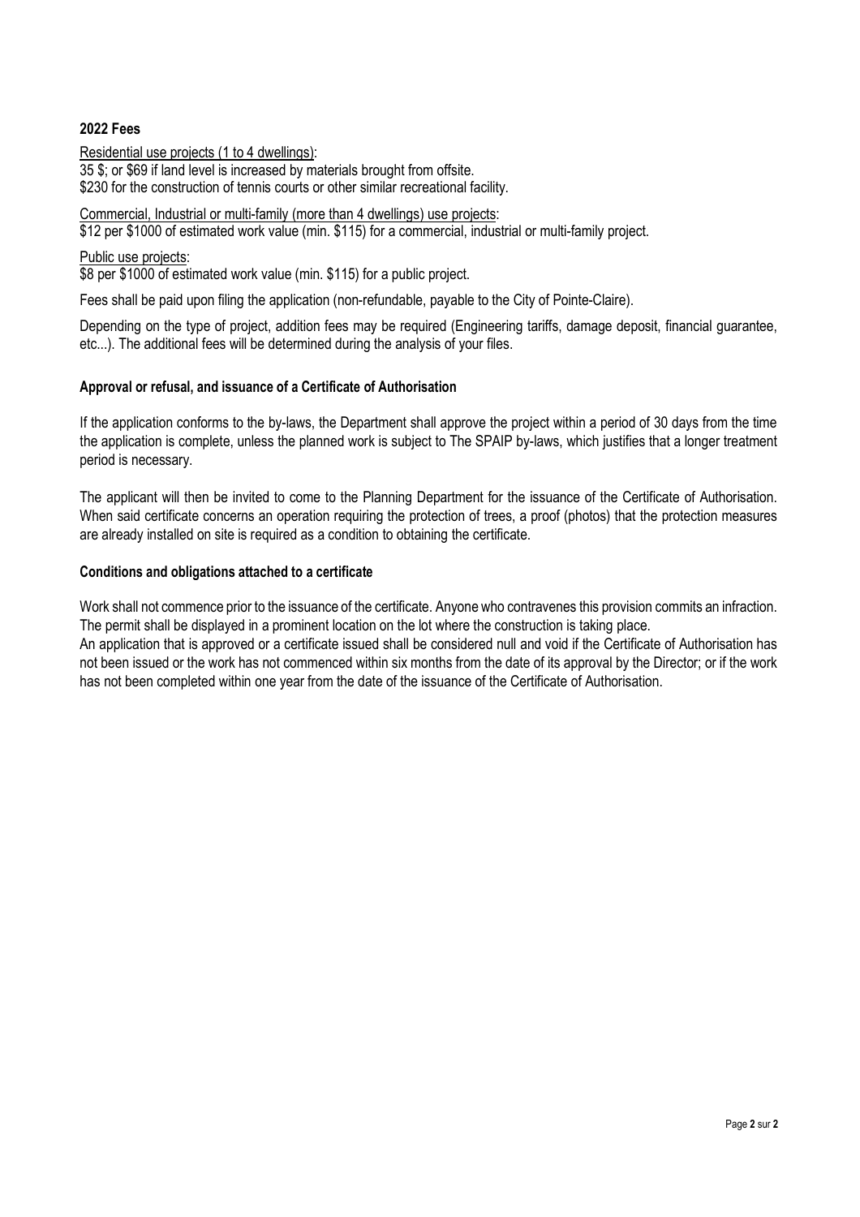## 2022 Fees

Residential use projects (1 to 4 dwellings):
35 $; or $69 if land level is increased by materials brought from offsite.
$230 for the construction of tennis courts or other similar recreational facility.

Commercial, Industrial or multi-family (more than 4 dwellings) use projects:
$12 per $1000 of estimated work value (min. $115) for a commercial, industrial or multi-family project.

Public use projects:
$8 per $1000 of estimated work value (min. $115) for a public project.

Fees shall be paid upon filing the application (non-refundable, payable to the City of Pointe-Claire).

Depending on the type of project, addition fees may be required (Engineering tariffs, damage deposit, financial guarantee, etc...). The additional fees will be determined during the analysis of your files.

## Approval or refusal, and issuance of a Certificate of Authorisation

If the application conforms to the by-laws, the Department shall approve the project within a period of 30 days from the time the application is complete, unless the planned work is subject to The SPAIP by-laws, which justifies that a longer treatment period is necessary.

The applicant will then be invited to come to the Planning Department for the issuance of the Certificate of Authorisation. When said certificate concerns an operation requiring the protection of trees, a proof (photos) that the protection measures are already installed on site is required as a condition to obtaining the certificate.

## Conditions and obligations attached to a certificate

Work shall not commence prior to the issuance of the certificate. Anyone who contravenes this provision commits an infraction. The permit shall be displayed in a prominent location on the lot where the construction is taking place.
An application that is approved or a certificate issued shall be considered null and void if the Certificate of Authorisation has not been issued or the work has not commenced within six months from the date of its approval by the Director; or if the work has not been completed within one year from the date of the issuance of the Certificate of Authorisation.